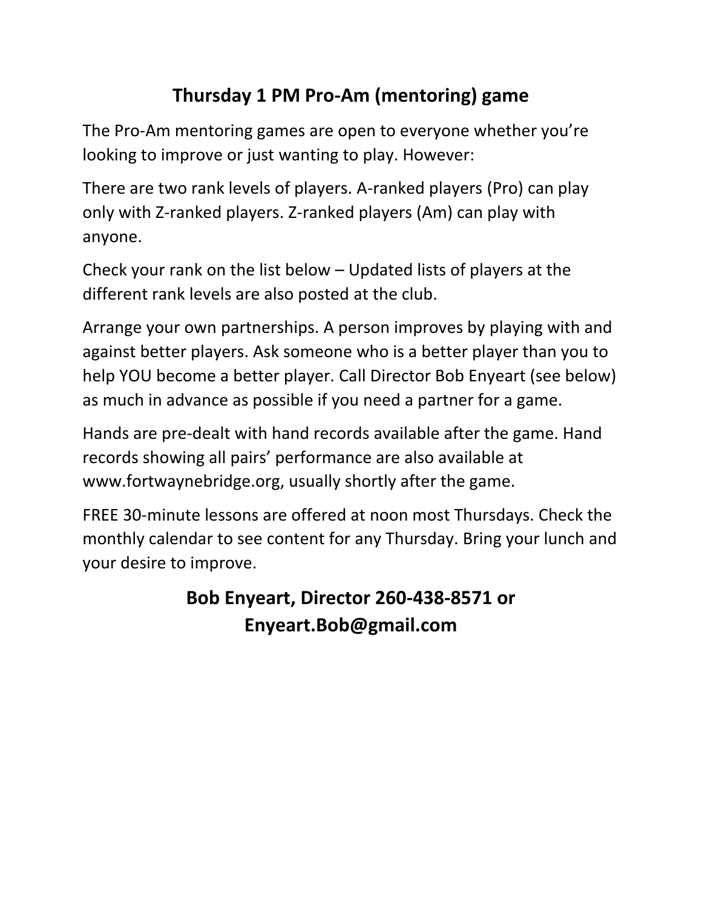# Thursday 1 PM Pro-Am (mentoring) game

The Pro-Am mentoring games are open to everyone whether you're looking to improve or just wanting to play. However:

There are two rank levels of players. A-ranked players (Pro) can play only with Z-ranked players. Z-ranked players (Am) can play with anyone.

Check your rank on the list below – Updated lists of players at the different rank levels are also posted at the club.

Arrange your own partnerships. A person improves by playing with and against better players. Ask someone who is a better player than you to help YOU become a better player. Call Director Bob Enyeart (see below) as much in advance as possible if you need a partner for a game.

Hands are pre-dealt with hand records available after the game. Hand records showing all pairs' performance are also available at www.fortwaynebridge.org, usually shortly after the game.

FREE 30-minute lessons are offered at noon most Thursdays. Check the monthly calendar to see content for any Thursday. Bring your lunch and your desire to improve.

## Bob Enyeart, Director 260-438-8571 or Enyeart.Bob@gmail.com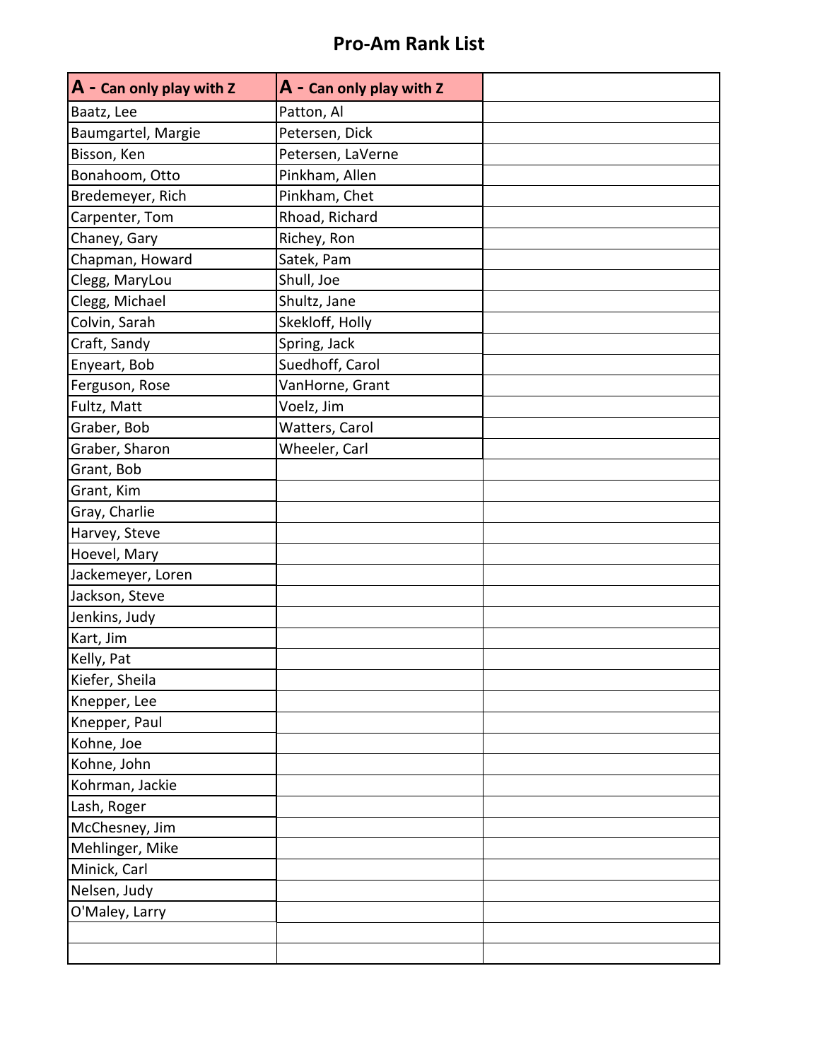# Pro-Am Rank List

| A - Can only play with Z | A - Can only play with Z | |
|---|---|---|
| Baatz, Lee | Patton, Al | |
| Baumgartel, Margie | Petersen, Dick | |
| Bisson, Ken | Petersen, LaVerne | |
| Bonahoom, Otto | Pinkham, Allen | |
| Bredemeyer, Rich | Pinkham, Chet | |
| Carpenter, Tom | Rhoad, Richard | |
| Chaney, Gary | Richey, Ron | |
| Chapman, Howard | Satek, Pam | |
| Clegg, MaryLou | Shull, Joe | |
| Clegg, Michael | Shultz, Jane | |
| Colvin, Sarah | Skekloff, Holly | |
| Craft, Sandy | Spring, Jack | |
| Enyeart, Bob | Suedhoff, Carol | |
| Ferguson, Rose | VanHorne, Grant | |
| Fultz, Matt | Voelz, Jim | |
| Graber, Bob | Watters, Carol | |
| Graber, Sharon | Wheeler, Carl | |
| Grant, Bob | | |
| Grant, Kim | | |
| Gray, Charlie | | |
| Harvey, Steve | | |
| Hoevel, Mary | | |
| Jackemeyer, Loren | | |
| Jackson, Steve | | |
| Jenkins, Judy | | |
| Kart, Jim | | |
| Kelly, Pat | | |
| Kiefer, Sheila | | |
| Knepper, Lee | | |
| Knepper, Paul | | |
| Kohne, Joe | | |
| Kohne, John | | |
| Kohrman, Jackie | | |
| Lash, Roger | | |
| McChesney, Jim | | |
| Mehlinger, Mike | | |
| Minick, Carl | | |
| Nelsen, Judy | | |
| O'Maley, Larry | | |
| | | |
| | | |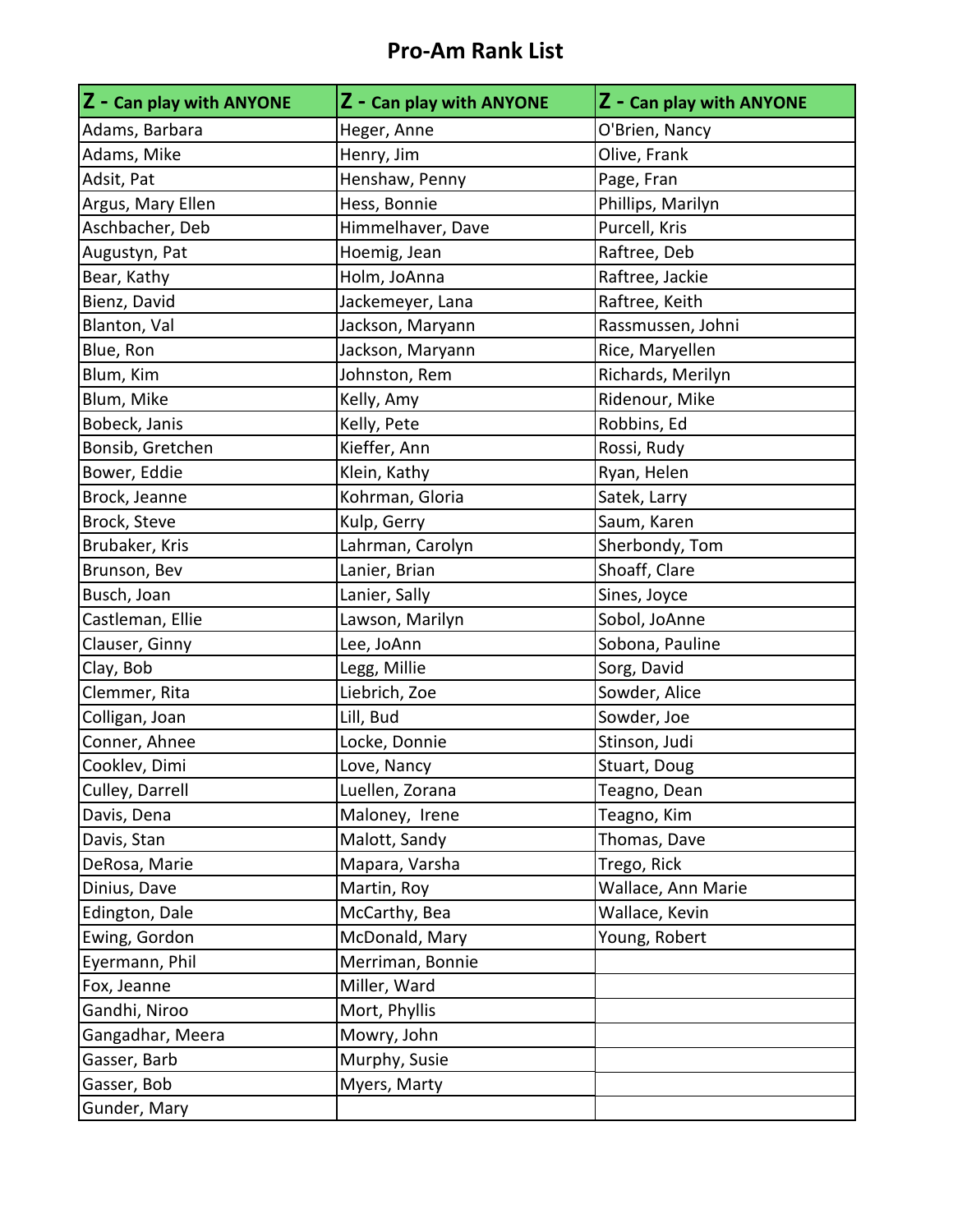# Pro-Am Rank List

| Z - Can play with ANYONE | Z - Can play with ANYONE | Z - Can play with ANYONE |
|---|---|---|
| Adams, Barbara | Heger, Anne | O'Brien, Nancy |
| Adams, Mike | Henry, Jim | Olive, Frank |
| Adsit, Pat | Henshaw, Penny | Page, Fran |
| Argus, Mary Ellen | Hess, Bonnie | Phillips, Marilyn |
| Aschbacher, Deb | Himmelhaver, Dave | Purcell, Kris |
| Augustyn, Pat | Hoemig, Jean | Raftree, Deb |
| Bear, Kathy | Holm, JoAnna | Raftree, Jackie |
| Bienz, David | Jackemeyer, Lana | Raftree, Keith |
| Blanton, Val | Jackson, Maryann | Rassmussen, Johni |
| Blue, Ron | Jackson, Maryann | Rice, Maryellen |
| Blum, Kim | Johnston, Rem | Richards, Merilyn |
| Blum, Mike | Kelly, Amy | Ridenour, Mike |
| Bobeck, Janis | Kelly, Pete | Robbins, Ed |
| Bonsib, Gretchen | Kieffer, Ann | Rossi, Rudy |
| Bower, Eddie | Klein, Kathy | Ryan, Helen |
| Brock, Jeanne | Kohrman, Gloria | Satek, Larry |
| Brock, Steve | Kulp, Gerry | Saum, Karen |
| Brubaker, Kris | Lahrman, Carolyn | Sherbondy, Tom |
| Brunson, Bev | Lanier, Brian | Shoaff, Clare |
| Busch, Joan | Lanier, Sally | Sines, Joyce |
| Castleman, Ellie | Lawson, Marilyn | Sobol, JoAnne |
| Clauser, Ginny | Lee, JoAnn | Sobona, Pauline |
| Clay, Bob | Legg, Millie | Sorg, David |
| Clemmer, Rita | Liebrich, Zoe | Sowder, Alice |
| Colligan, Joan | Lill, Bud | Sowder, Joe |
| Conner, Ahnee | Locke, Donnie | Stinson, Judi |
| Cooklev, Dimi | Love, Nancy | Stuart, Doug |
| Culley, Darrell | Luellen, Zorana | Teagno, Dean |
| Davis, Dena | Maloney, Irene | Teagno, Kim |
| Davis, Stan | Malott, Sandy | Thomas, Dave |
| DeRosa, Marie | Mapara, Varsha | Trego, Rick |
| Dinius, Dave | Martin, Roy | Wallace, Ann Marie |
| Edington, Dale | McCarthy, Bea | Wallace, Kevin |
| Ewing, Gordon | McDonald, Mary | Young, Robert |
| Eyermann, Phil | Merriman, Bonnie | |
| Fox, Jeanne | Miller, Ward | |
| Gandhi, Niroo | Mort, Phyllis | |
| Gangadhar, Meera | Mowry, John | |
| Gasser, Barb | Murphy, Susie | |
| Gasser, Bob | Myers, Marty | |
| Gunder, Mary | | |